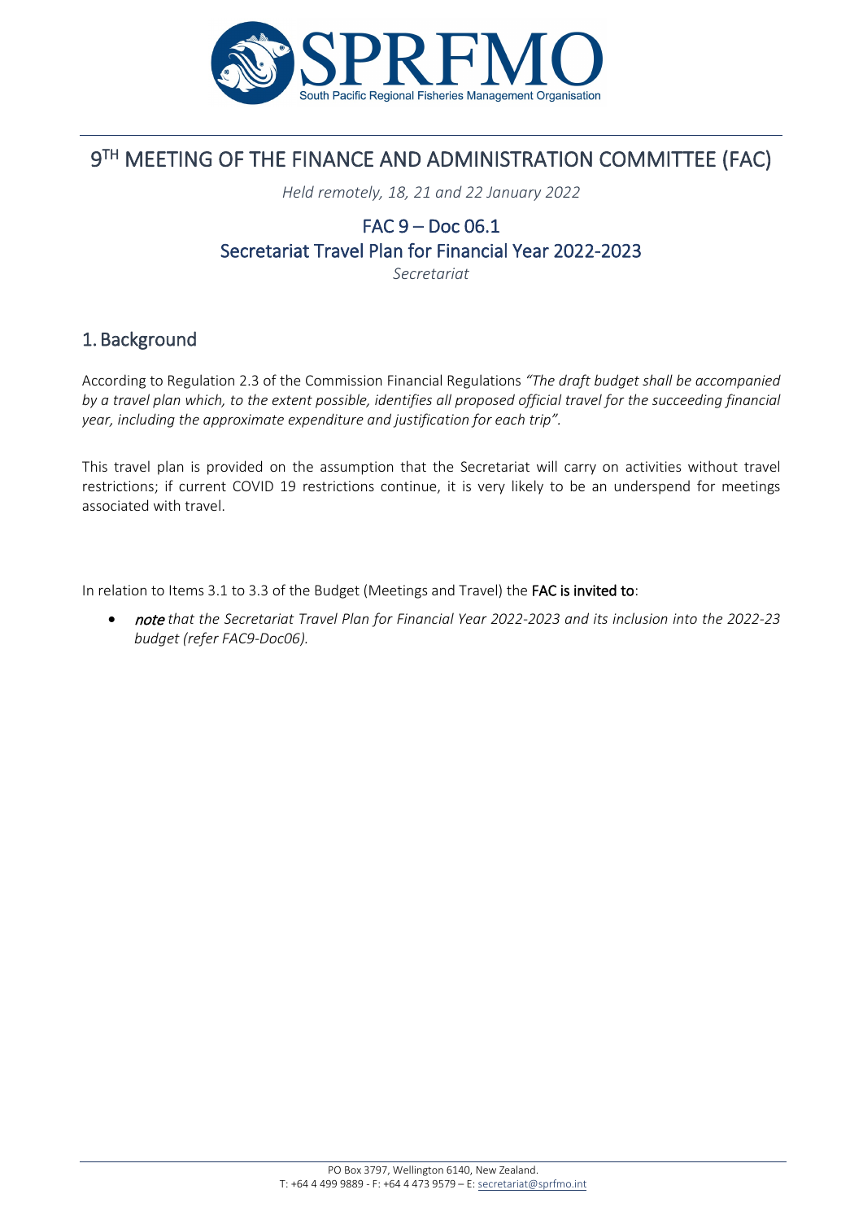# 9[TH] MEETING OF THE FINANCE AND ADMINISTRATION COMMITTEE (FAC)

*Held remotely, 18, 21 and 22 January 2022*

## FAC 9 – Doc 06.1
## Secretariat Travel Plan for Financial Year 2022-2023

*Secretariat*

## 1. Background

According to Regulation 2.3 of the Commission Financial Regulations *"The draft budget shall be accompanied by a travel plan which, to the extent possible, identifies all proposed official travel for the succeeding financial year, including the approximate expenditure and justification for each trip"*.

This travel plan is provided on the assumption that the Secretariat will carry on activities without travel restrictions; if current COVID 19 restrictions continue, it is very likely to be an underspend for meetings associated with travel.

In relation to Items 3.1 to 3.3 of the Budget (Meetings and Travel) the **FAC is invited to**:

- ***note*** *that the Secretariat Travel Plan for Financial Year 2022-2023 and its inclusion into the 2022-23 budget (refer FAC9-Doc06).*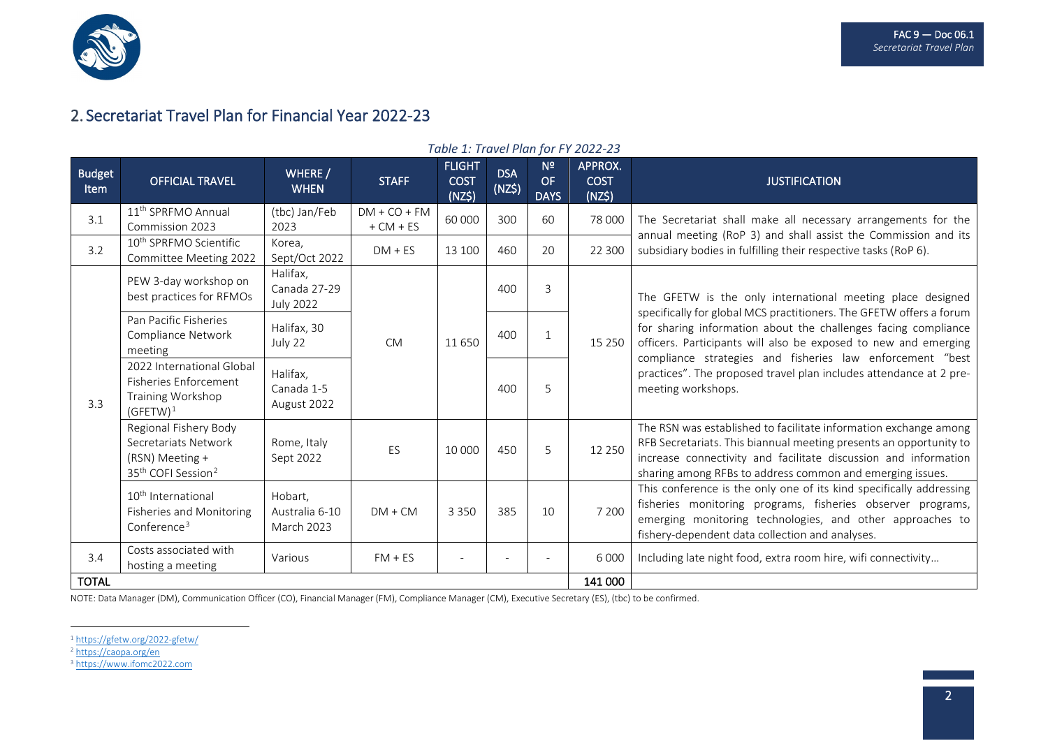## 2. Secretariat Travel Plan for Financial Year 2022-23

*Table 1: Travel Plan for FY 2022-23*

| Budget Item | OFFICIAL TRAVEL | WHERE / WHEN | STAFF | FLIGHT COST (NZ$) | DSA (NZ$) | Nº OF DAYS | APPROX. COST (NZ$) | JUSTIFICATION |
|---|---|---|---|---|---|---|---|---|
| 3.1 | 11th SPRFMO Annual Commission 2023 | (tbc) Jan/Feb 2023 | DM + CO + FM + CM + ES | 60 000 | 300 | 60 | 78 000 | The Secretariat shall make all necessary arrangements for the annual meeting (RoP 3) and shall assist the Commission and its subsidiary bodies in fulfilling their respective tasks (RoP 6). |
| 3.2 | 10th SPRFMO Scientific Committee Meeting 2022 | Korea, Sept/Oct 2022 | DM + ES | 13 100 | 460 | 20 | 22 300 | |
| 3.3 | PEW 3-day workshop on best practices for RFMOs | Halifax, Canada 27-29 July 2022 | CM | 11 650 | 400 | 3 | 15 250 | The GFETW is the only international meeting place designed specifically for global MCS practitioners. The GFETW offers a forum for sharing information about the challenges facing compliance officers. Participants will also be exposed to new and emerging compliance strategies and fisheries law enforcement "best practices". The proposed travel plan includes attendance at 2 pre-meeting workshops. |
| | Pan Pacific Fisheries Compliance Network meeting | Halifax, 30 July 22 | | | 400 | 1 | | |
| | 2022 International Global Fisheries Enforcement Training Workshop (GFETW)[1] | Halifax, Canada 1-5 August 2022 | | | 400 | 5 | | |
| | Regional Fishery Body Secretariats Network (RSN) Meeting + 35th COFI Session[2] | Rome, Italy Sept 2022 | ES | 10 000 | 450 | 5 | 12 250 | The RSN was established to facilitate information exchange among RFB Secretariats. This biannual meeting presents an opportunity to increase connectivity and facilitate discussion and information sharing among RFBs to address common and emerging issues. |
| | 10th International Fisheries and Monitoring Conference[3] | Hobart, Australia 6-10 March 2023 | DM + CM | 3 350 | 385 | 10 | 7 200 | This conference is the only one of its kind specifically addressing fisheries monitoring programs, fisheries observer programs, emerging monitoring technologies, and other approaches to fishery-dependent data collection and analyses. |
| 3.4 | Costs associated with hosting a meeting | Various | FM + ES | - | - | - | 6 000 | Including late night food, extra room hire, wifi connectivity… |
| **TOTAL** | | | | | | | **141 000** | |

NOTE: Data Manager (DM), Communication Officer (CO), Financial Manager (FM), Compliance Manager (CM), Executive Secretary (ES), (tbc) to be confirmed.

[1] https://gfetw.org/2022-gfetw/

[2] https://caopa.org/en

[3] https://www.ifomc2022.com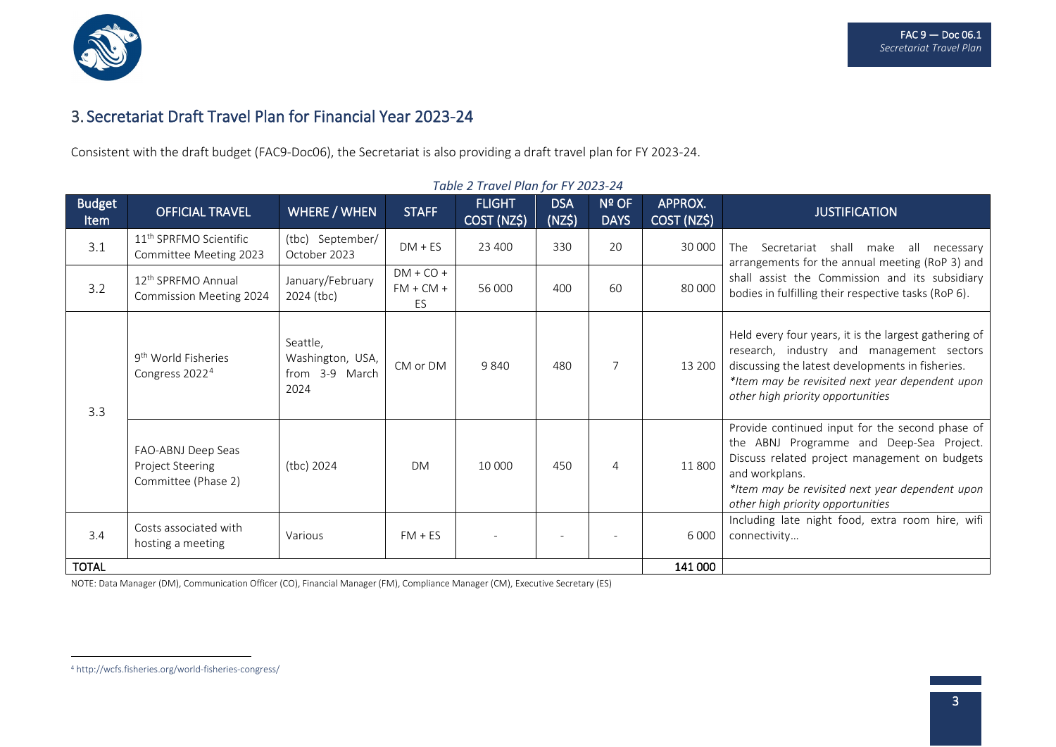## 3. Secretariat Draft Travel Plan for Financial Year 2023-24

Consistent with the draft budget (FAC9-Doc06), the Secretariat is also providing a draft travel plan for FY 2023-24.

*Table 2 Travel Plan for FY 2023-24*

| Budget Item | OFFICIAL TRAVEL | WHERE / WHEN | STAFF | FLIGHT COST (NZ$) | DSA (NZ$) | Nº OF DAYS | APPROX. COST (NZ$) | JUSTIFICATION |
|---|---|---|---|---|---|---|---|---|
| 3.1 | 11th SPRFMO Scientific Committee Meeting 2023 | (tbc) September/ October 2023 | DM + ES | 23 400 | 330 | 20 | 30 000 | The Secretariat shall make all necessary arrangements for the annual meeting (RoP 3) and shall assist the Commission and its subsidiary bodies in fulfilling their respective tasks (RoP 6). |
| 3.2 | 12th SPRFMO Annual Commission Meeting 2024 | January/February 2024 (tbc) | DM + CO + FM + CM + ES | 56 000 | 400 | 60 | 80 000 | |
| 3.3 | 9th World Fisheries Congress 2022[4] | Seattle, Washington, USA, from 3-9 March 2024 | CM or DM | 9 840 | 480 | 7 | 13 200 | Held every four years, it is the largest gathering of research, industry and management sectors discussing the latest developments in fisheries. *\*Item may be revisited next year dependent upon other high priority opportunities* |
| | FAO-ABNJ Deep Seas Project Steering Committee (Phase 2) | (tbc) 2024 | DM | 10 000 | 450 | 4 | 11 800 | Provide continued input for the second phase of the ABNJ Programme and Deep-Sea Project. Discuss related project management on budgets and workplans. *\*Item may be revisited next year dependent upon other high priority opportunities* |
| 3.4 | Costs associated with hosting a meeting | Various | FM + ES | - | - | - | 6 000 | Including late night food, extra room hire, wifi connectivity… |
| TOTAL | | | | | | | 141 000 | |

NOTE: Data Manager (DM), Communication Officer (CO), Financial Manager (FM), Compliance Manager (CM), Executive Secretary (ES)

[4] http://wcfs.fisheries.org/world-fisheries-congress/